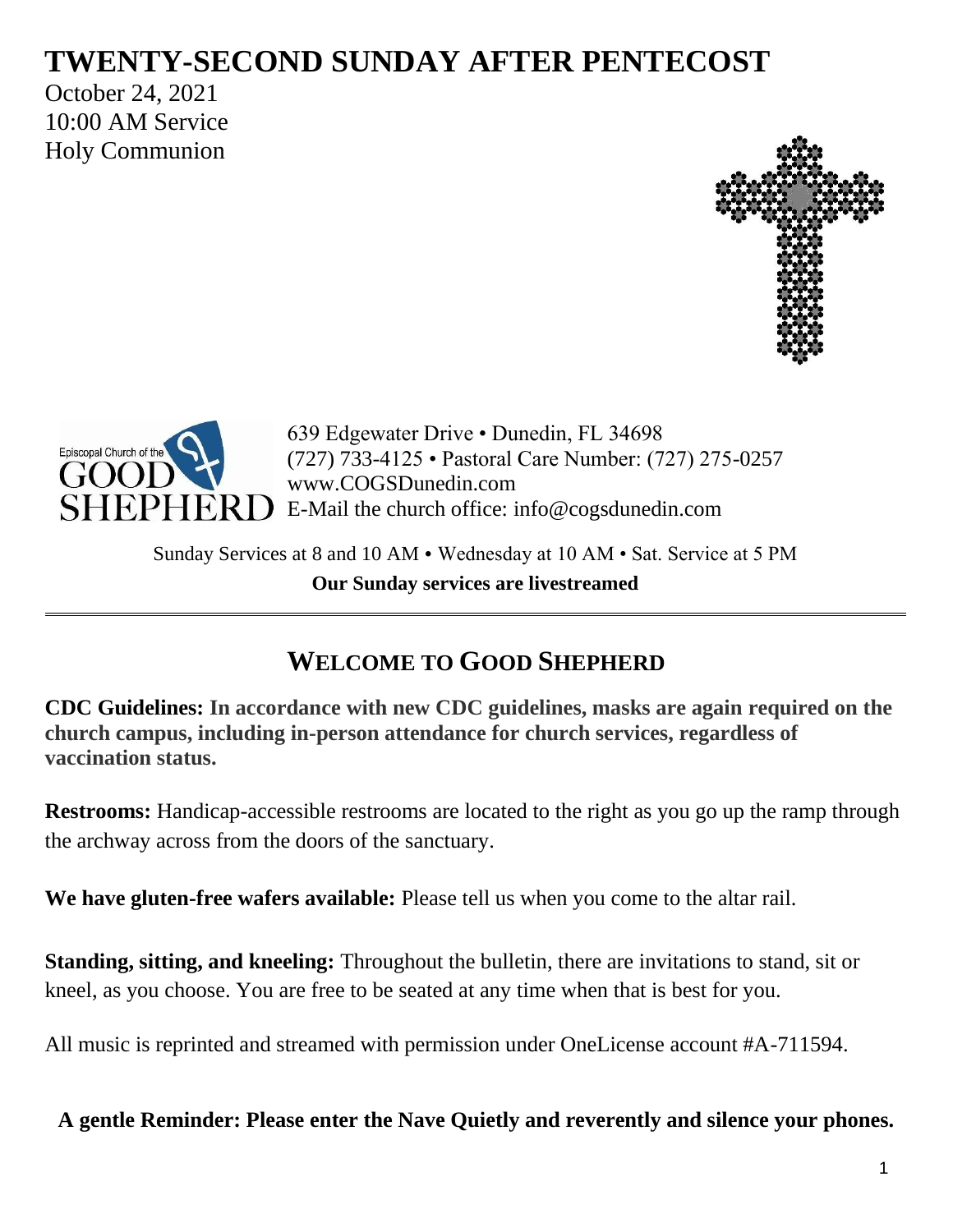# TWENTY-SECOND SUNDAY AFTER PENTECOST

October 24, 2021
10:00 AM Service
Holy Communion

Episcopal Church of the GOOD SHEPHERD

639 Edgewater Drive • Dunedin, FL 34698
(727) 733-4125 • Pastoral Care Number: (727) 275-0257
www.COGSDunedin.com
E-Mail the church office: info@cogsdunedin.com

Sunday Services at 8 and 10 AM • Wednesday at 10 AM • Sat. Service at 5 PM

**Our Sunday services are livestreamed**

---

## WELCOME TO GOOD SHEPHERD

**CDC Guidelines: In accordance with new CDC guidelines, masks are again required on the church campus, including in-person attendance for church services, regardless of vaccination status.**

**Restrooms:** Handicap-accessible restrooms are located to the right as you go up the ramp through the archway across from the doors of the sanctuary.

**We have gluten-free wafers available:** Please tell us when you come to the altar rail.

**Standing, sitting, and kneeling:** Throughout the bulletin, there are invitations to stand, sit or kneel, as you choose. You are free to be seated at any time when that is best for you.

All music is reprinted and streamed with permission under OneLicense account #A-711594.

**A gentle Reminder: Please enter the Nave Quietly and reverently and silence your phones.**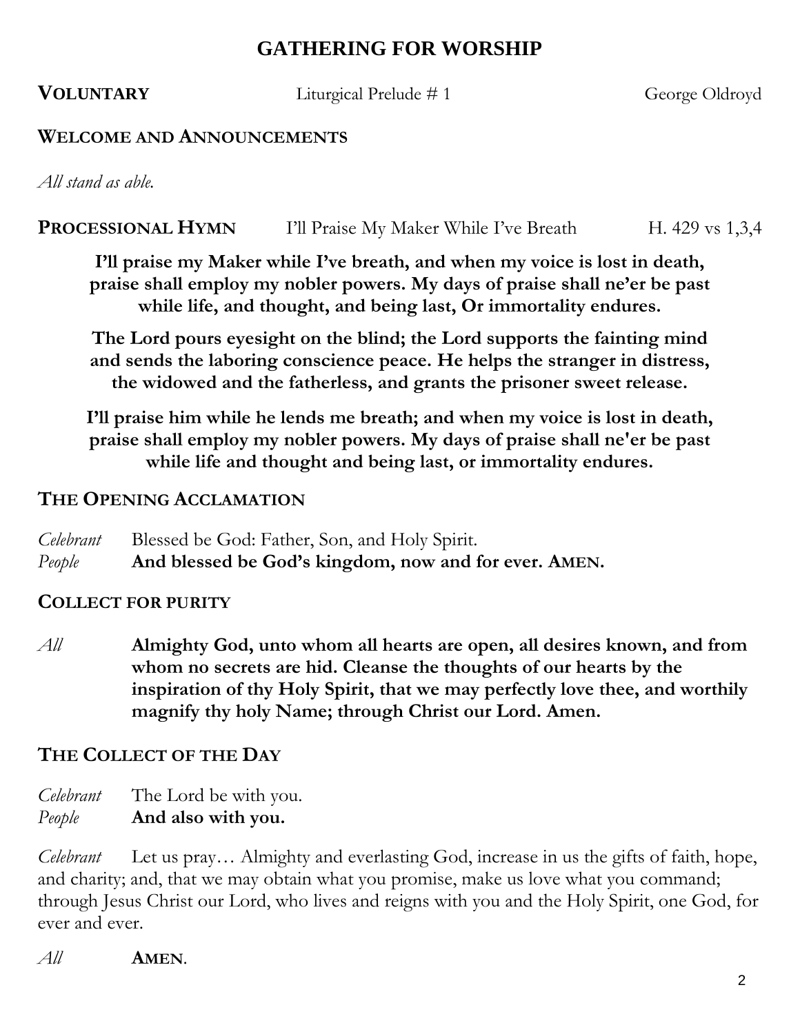# GATHERING FOR WORSHIP

**VOLUNTARY** Liturgical Prelude # 1 George Oldroyd

## WELCOME AND ANNOUNCEMENTS

*All stand as able.*

**PROCESSIONAL HYMN** I'll Praise My Maker While I've Breath H. 429 vs 1,3,4

**I'll praise my Maker while I've breath, and when my voice is lost in death, praise shall employ my nobler powers. My days of praise shall ne'er be past while life, and thought, and being last, Or immortality endures.**

**The Lord pours eyesight on the blind; the Lord supports the fainting mind and sends the laboring conscience peace. He helps the stranger in distress, the widowed and the fatherless, and grants the prisoner sweet release.**

**I'll praise him while he lends me breath; and when my voice is lost in death, praise shall employ my nobler powers. My days of praise shall ne'er be past while life and thought and being last, or immortality endures.**

## THE OPENING ACCLAMATION

*Celebrant* Blessed be God: Father, Son, and Holy Spirit.
*People* **And blessed be God's kingdom, now and for ever. AMEN.**

## COLLECT FOR PURITY

*All* **Almighty God, unto whom all hearts are open, all desires known, and from whom no secrets are hid. Cleanse the thoughts of our hearts by the inspiration of thy Holy Spirit, that we may perfectly love thee, and worthily magnify thy holy Name; through Christ our Lord. Amen.**

## THE COLLECT OF THE DAY

*Celebrant* The Lord be with you.
*People* **And also with you.**

*Celebrant* Let us pray… Almighty and everlasting God, increase in us the gifts of faith, hope, and charity; and, that we may obtain what you promise, make us love what you command; through Jesus Christ our Lord, who lives and reigns with you and the Holy Spirit, one God, for ever and ever.

*All* **AMEN**.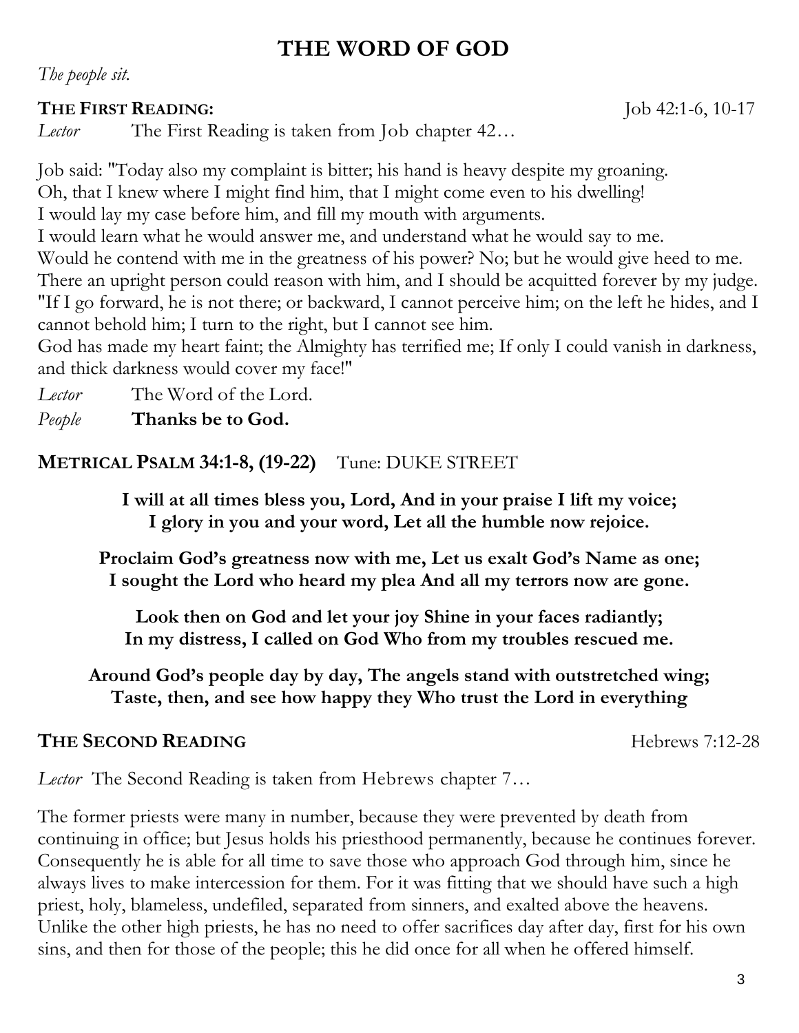# THE WORD OF GOD

*The people sit.*

**THE FIRST READING:** Job 42:1-6, 10-17

*Lector* The First Reading is taken from Job chapter 42…

Job said: "Today also my complaint is bitter; his hand is heavy despite my groaning.
Oh, that I knew where I might find him, that I might come even to his dwelling!
I would lay my case before him, and fill my mouth with arguments.
I would learn what he would answer me, and understand what he would say to me.
Would he contend with me in the greatness of his power? No; but he would give heed to me.
There an upright person could reason with him, and I should be acquitted forever by my judge.
"If I go forward, he is not there; or backward, I cannot perceive him; on the left he hides, and I cannot behold him; I turn to the right, but I cannot see him.
God has made my heart faint; the Almighty has terrified me; If only I could vanish in darkness, and thick darkness would cover my face!"

*Lector* The Word of the Lord.
*People* **Thanks be to God.**

**METRICAL PSALM 34:1-8, (19-22)** Tune: DUKE STREET

**I will at all times bless you, Lord, And in your praise I lift my voice;**
**I glory in you and your word, Let all the humble now rejoice.**

**Proclaim God's greatness now with me, Let us exalt God's Name as one;**
**I sought the Lord who heard my plea And all my terrors now are gone.**

**Look then on God and let your joy Shine in your faces radiantly;**
**In my distress, I called on God Who from my troubles rescued me.**

**Around God's people day by day, The angels stand with outstretched wing;**
**Taste, then, and see how happy they Who trust the Lord in everything**

**THE SECOND READING** Hebrews 7:12-28

*Lector* The Second Reading is taken from Hebrews chapter 7…

The former priests were many in number, because they were prevented by death from continuing in office; but Jesus holds his priesthood permanently, because he continues forever. Consequently he is able for all time to save those who approach God through him, since he always lives to make intercession for them. For it was fitting that we should have such a high priest, holy, blameless, undefiled, separated from sinners, and exalted above the heavens. Unlike the other high priests, he has no need to offer sacrifices day after day, first for his own sins, and then for those of the people; this he did once for all when he offered himself.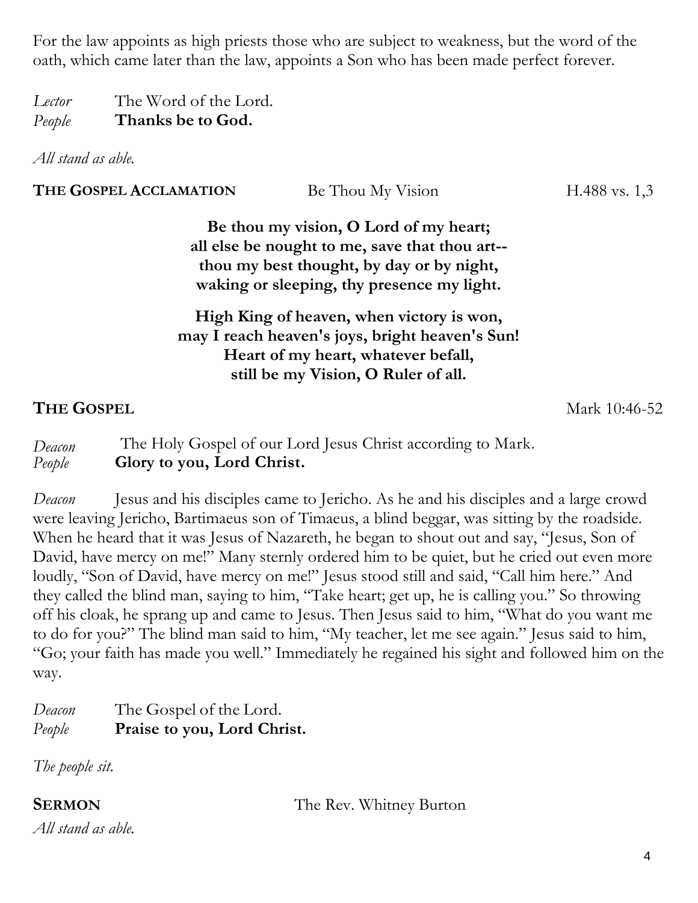For the law appoints as high priests those who are subject to weakness, but the word of the oath, which came later than the law, appoints a Son who has been made perfect forever.

*Lector* The Word of the Lord.
*People* **Thanks be to God.**

*All stand as able.*

**THE GOSPEL ACCLAMATION** Be Thou My Vision H.488 vs. 1,3

**Be thou my vision, O Lord of my heart;**
**all else be nought to me, save that thou art--**
**thou my best thought, by day or by night,**
**waking or sleeping, thy presence my light.**

**High King of heaven, when victory is won,**
**may I reach heaven's joys, bright heaven's Sun!**
**Heart of my heart, whatever befall,**
**still be my Vision, O Ruler of all.**

**THE GOSPEL** Mark 10:46-52

*Deacon* The Holy Gospel of our Lord Jesus Christ according to Mark.
*People* **Glory to you, Lord Christ.**

*Deacon* Jesus and his disciples came to Jericho. As he and his disciples and a large crowd were leaving Jericho, Bartimaeus son of Timaeus, a blind beggar, was sitting by the roadside. When he heard that it was Jesus of Nazareth, he began to shout out and say, "Jesus, Son of David, have mercy on me!" Many sternly ordered him to be quiet, but he cried out even more loudly, "Son of David, have mercy on me!" Jesus stood still and said, "Call him here." And they called the blind man, saying to him, "Take heart; get up, he is calling you." So throwing off his cloak, he sprang up and came to Jesus. Then Jesus said to him, "What do you want me to do for you?" The blind man said to him, "My teacher, let me see again." Jesus said to him, "Go; your faith has made you well." Immediately he regained his sight and followed him on the way.

*Deacon* The Gospel of the Lord.
*People* **Praise to you, Lord Christ.**

*The people sit.*

**SERMON** The Rev. Whitney Burton

*All stand as able.*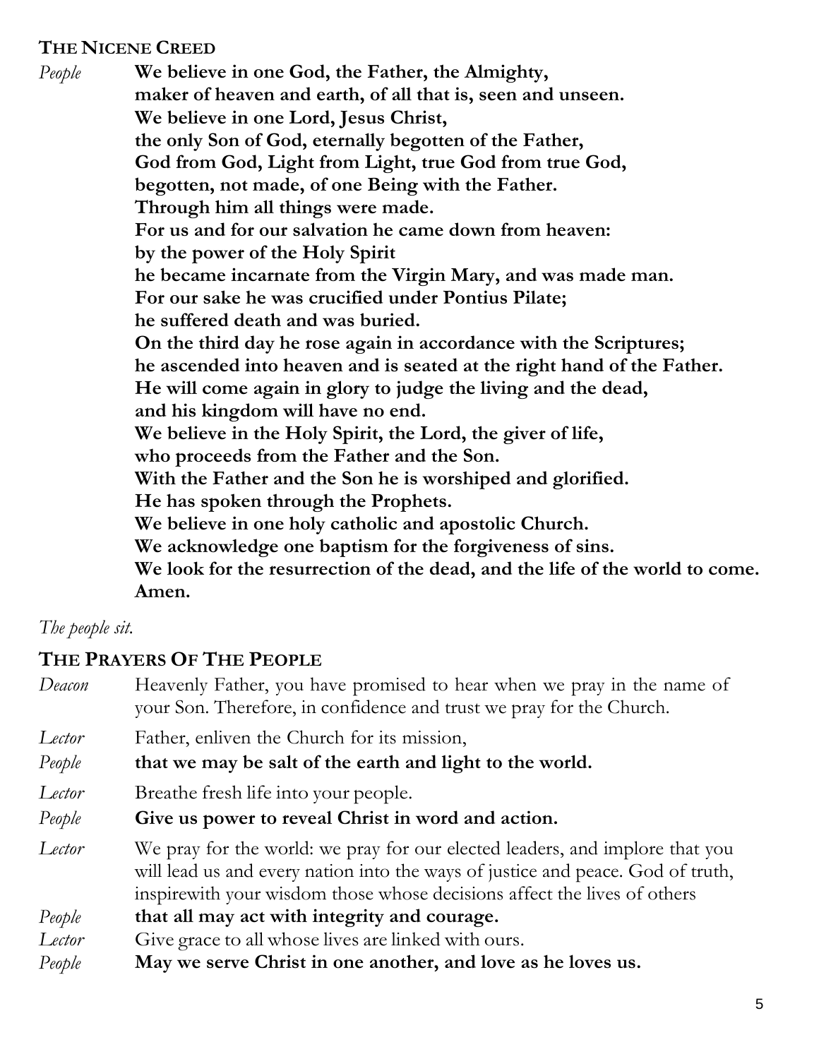## THE NICENE CREED

*People* **We believe in one God, the Father, the Almighty,
maker of heaven and earth, of all that is, seen and unseen.
We believe in one Lord, Jesus Christ,
the only Son of God, eternally begotten of the Father,
God from God, Light from Light, true God from true God,
begotten, not made, of one Being with the Father.
Through him all things were made.
For us and for our salvation he came down from heaven:
by the power of the Holy Spirit
he became incarnate from the Virgin Mary, and was made man.
For our sake he was crucified under Pontius Pilate;
he suffered death and was buried.
On the third day he rose again in accordance with the Scriptures;
he ascended into heaven and is seated at the right hand of the Father.
He will come again in glory to judge the living and the dead,
and his kingdom will have no end.
We believe in the Holy Spirit, the Lord, the giver of life,
who proceeds from the Father and the Son.
With the Father and the Son he is worshiped and glorified.
He has spoken through the Prophets.
We believe in one holy catholic and apostolic Church.
We acknowledge one baptism for the forgiveness of sins.
We look for the resurrection of the dead, and the life of the world to come.
Amen.**

*The people sit.*

## THE PRAYERS OF THE PEOPLE

*Deacon* Heavenly Father, you have promised to hear when we pray in the name of your Son. Therefore, in confidence and trust we pray for the Church.

*Lector* Father, enliven the Church for its mission,

*People* **that we may be salt of the earth and light to the world.**

*Lector* Breathe fresh life into your people.

*People* **Give us power to reveal Christ in word and action.**

*Lector* We pray for the world: we pray for our elected leaders, and implore that you will lead us and every nation into the ways of justice and peace. God of truth, inspirewith your wisdom those whose decisions affect the lives of others

*People* **that all may act with integrity and courage.**

*Lector* Give grace to all whose lives are linked with ours.

*People* **May we serve Christ in one another, and love as he loves us.**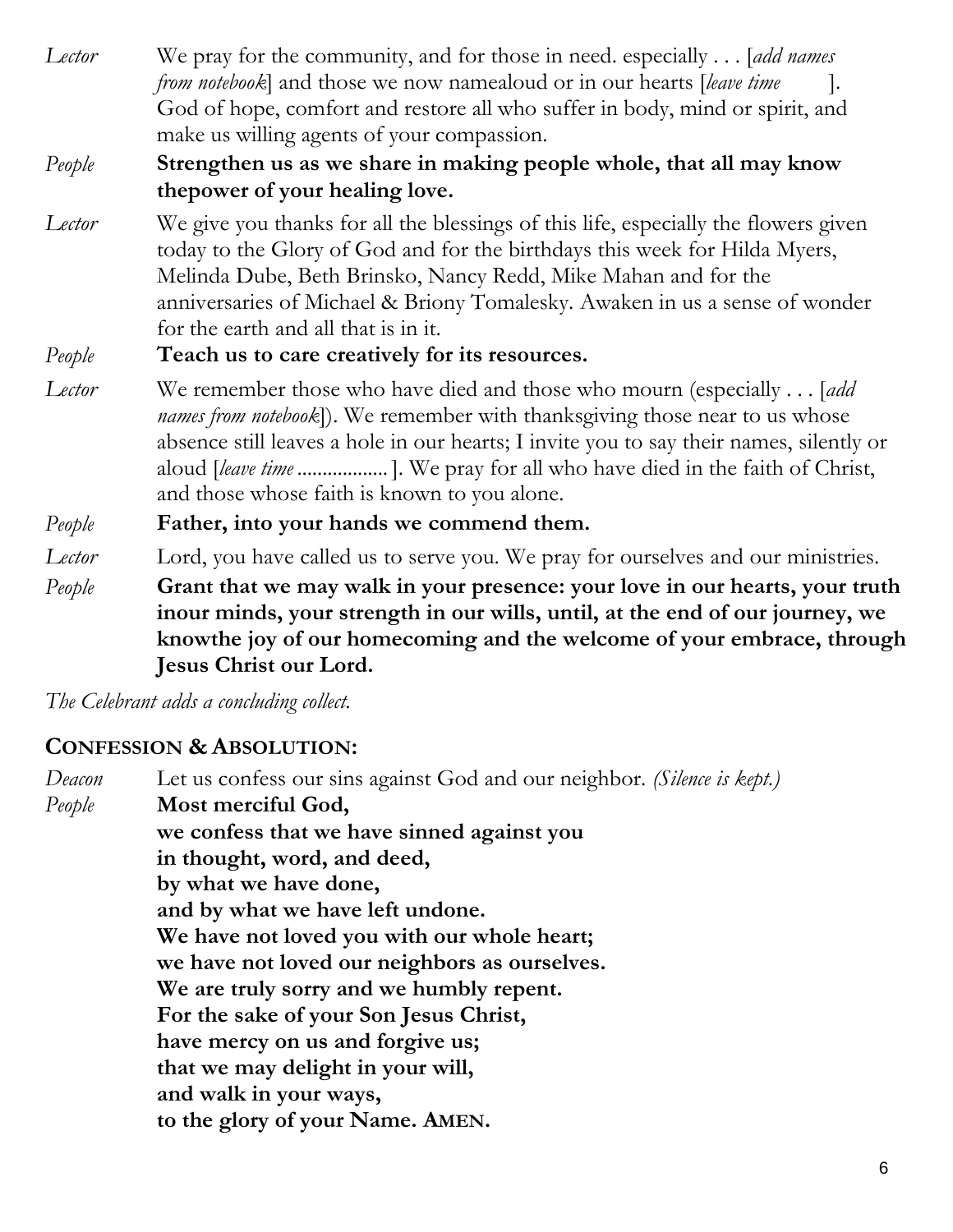*Lector* We pray for the community, and for those in need. especially . . . [*add names from notebook*] and those we now namealoud or in our hearts [*leave time* ]. God of hope, comfort and restore all who suffer in body, mind or spirit, and make us willing agents of your compassion.

*People* **Strengthen us as we share in making people whole, that all may know thepower of your healing love.**

*Lector* We give you thanks for all the blessings of this life, especially the flowers given today to the Glory of God and for the birthdays this week for Hilda Myers, Melinda Dube, Beth Brinsko, Nancy Redd, Mike Mahan and for the anniversaries of Michael & Briony Tomalesky. Awaken in us a sense of wonder for the earth and all that is in it.

*People* **Teach us to care creatively for its resources.**

*Lector* We remember those who have died and those who mourn (especially . . . [*add names from notebook*]). We remember with thanksgiving those near to us whose absence still leaves a hole in our hearts; I invite you to say their names, silently or aloud [*leave time* .................]. We pray for all who have died in the faith of Christ, and those whose faith is known to you alone.

*People* **Father, into your hands we commend them.**

*Lector* Lord, you have called us to serve you. We pray for ourselves and our ministries.

*People* **Grant that we may walk in your presence: your love in our hearts, your truth inour minds, your strength in our wills, until, at the end of our journey, we knowthe joy of our homecoming and the welcome of your embrace, through Jesus Christ our Lord.**

*The Celebrant adds a concluding collect.*

## CONFESSION & ABSOLUTION:

*Deacon* Let us confess our sins against God and our neighbor. *(Silence is kept.)*

*People* **Most merciful God,
we confess that we have sinned against you
in thought, word, and deed,
by what we have done,
and by what we have left undone.
We have not loved you with our whole heart;
we have not loved our neighbors as ourselves.
We are truly sorry and we humbly repent.
For the sake of your Son Jesus Christ,
have mercy on us and forgive us;
that we may delight in your will,
and walk in your ways,
to the glory of your Name. AMEN.**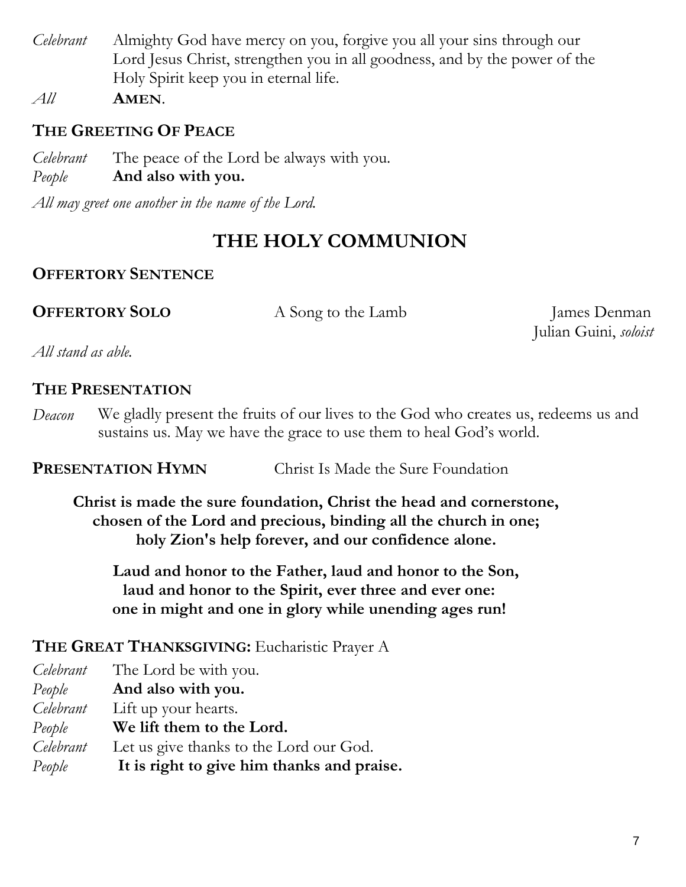*Celebrant* Almighty God have mercy on you, forgive you all your sins through our Lord Jesus Christ, strengthen you in all goodness, and by the power of the Holy Spirit keep you in eternal life.

*All* **AMEN**.

### THE GREETING OF PEACE

*Celebrant* The peace of the Lord be always with you.

*People* **And also with you.**

*All may greet one another in the name of the Lord.*

## THE HOLY COMMUNION

### OFFERTORY SENTENCE

**OFFERTORY SOLO** A Song to the Lamb James Denman

Julian Guini, *soloist*

*All stand as able.*

### THE PRESENTATION

*Deacon* We gladly present the fruits of our lives to the God who creates us, redeems us and sustains us. May we have the grace to use them to heal God's world.

**PRESENTATION HYMN** Christ Is Made the Sure Foundation

**Christ is made the sure foundation, Christ the head and cornerstone,**
**chosen of the Lord and precious, binding all the church in one;**
**holy Zion's help forever, and our confidence alone.**

**Laud and honor to the Father, laud and honor to the Son,**
**laud and honor to the Spirit, ever three and ever one:**
**one in might and one in glory while unending ages run!**

**THE GREAT THANKSGIVING:** Eucharistic Prayer A

*Celebrant* The Lord be with you.

*People* **And also with you.**

*Celebrant* Lift up your hearts.

*People* **We lift them to the Lord.**

*Celebrant* Let us give thanks to the Lord our God.

*People* **It is right to give him thanks and praise.**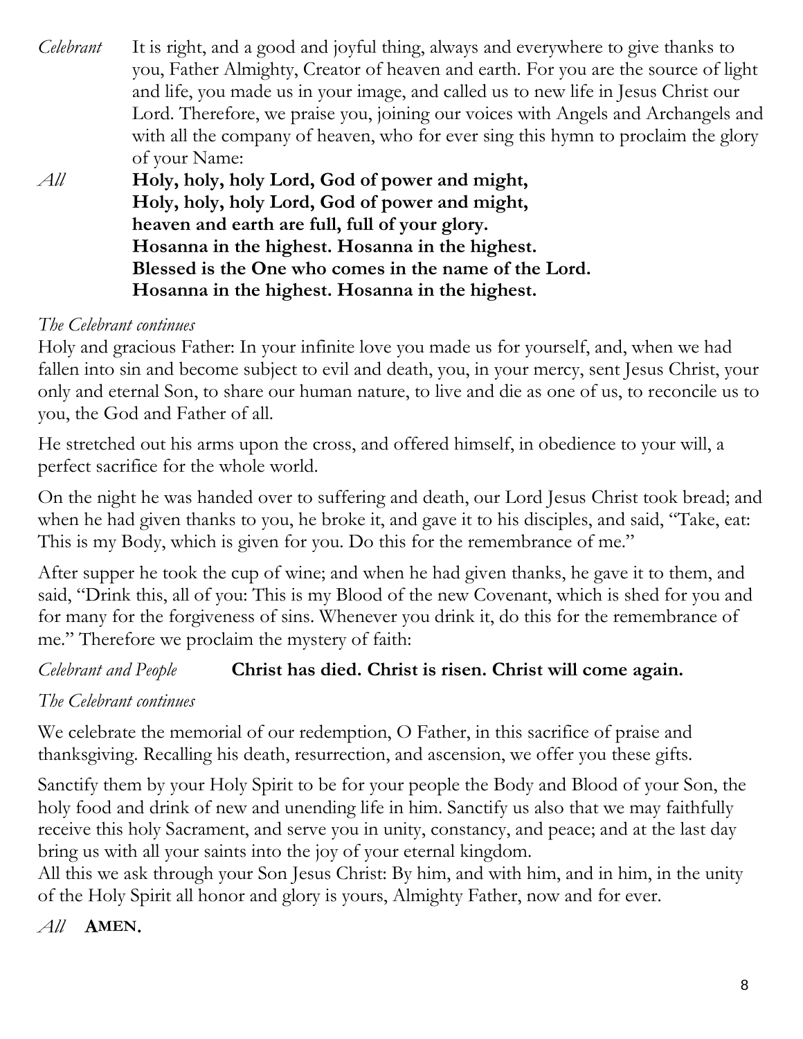*Celebrant* It is right, and a good and joyful thing, always and everywhere to give thanks to you, Father Almighty, Creator of heaven and earth. For you are the source of light and life, you made us in your image, and called us to new life in Jesus Christ our Lord. Therefore, we praise you, joining our voices with Angels and Archangels and with all the company of heaven, who for ever sing this hymn to proclaim the glory of your Name:

*All* **Holy, holy, holy Lord, God of power and might,**
**Holy, holy, holy Lord, God of power and might,**
**heaven and earth are full, full of your glory.**
**Hosanna in the highest. Hosanna in the highest.**
**Blessed is the One who comes in the name of the Lord.**
**Hosanna in the highest. Hosanna in the highest.**

*The Celebrant continues*

Holy and gracious Father: In your infinite love you made us for yourself, and, when we had fallen into sin and become subject to evil and death, you, in your mercy, sent Jesus Christ, your only and eternal Son, to share our human nature, to live and die as one of us, to reconcile us to you, the God and Father of all.

He stretched out his arms upon the cross, and offered himself, in obedience to your will, a perfect sacrifice for the whole world.

On the night he was handed over to suffering and death, our Lord Jesus Christ took bread; and when he had given thanks to you, he broke it, and gave it to his disciples, and said, "Take, eat: This is my Body, which is given for you. Do this for the remembrance of me."

After supper he took the cup of wine; and when he had given thanks, he gave it to them, and said, "Drink this, all of you: This is my Blood of the new Covenant, which is shed for you and for many for the forgiveness of sins. Whenever you drink it, do this for the remembrance of me." Therefore we proclaim the mystery of faith:

*Celebrant and People* **Christ has died. Christ is risen. Christ will come again.**

*The Celebrant continues*

We celebrate the memorial of our redemption, O Father, in this sacrifice of praise and thanksgiving. Recalling his death, resurrection, and ascension, we offer you these gifts.

Sanctify them by your Holy Spirit to be for your people the Body and Blood of your Son, the holy food and drink of new and unending life in him. Sanctify us also that we may faithfully receive this holy Sacrament, and serve you in unity, constancy, and peace; and at the last day bring us with all your saints into the joy of your eternal kingdom.
All this we ask through your Son Jesus Christ: By him, and with him, and in him, in the unity of the Holy Spirit all honor and glory is yours, Almighty Father, now and for ever.

*All* **AMEN.**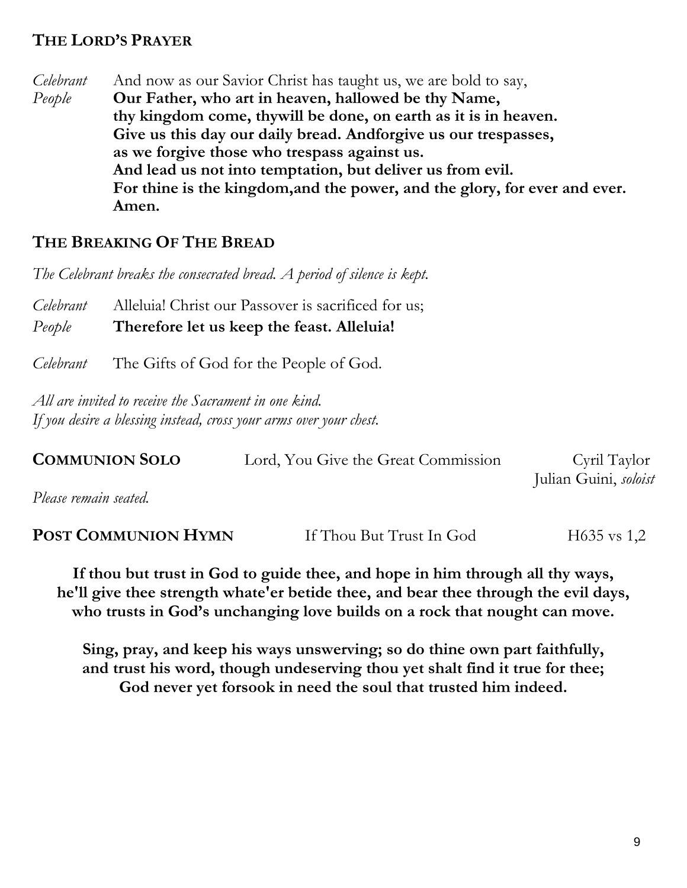## THE LORD'S PRAYER

*Celebrant* And now as our Savior Christ has taught us, we are bold to say,
*People* **Our Father, who art in heaven, hallowed be thy Name,**
**thy kingdom come, thywill be done, on earth as it is in heaven.**
**Give us this day our daily bread. Andforgive us our trespasses,**
**as we forgive those who trespass against us.**
**And lead us not into temptation, but deliver us from evil.**
**For thine is the kingdom,and the power, and the glory, for ever and ever.**
**Amen.**

## THE BREAKING OF THE BREAD

*The Celebrant breaks the consecrated bread. A period of silence is kept.*

*Celebrant* Alleluia! Christ our Passover is sacrificed for us;
*People* **Therefore let us keep the feast. Alleluia!**

*Celebrant* The Gifts of God for the People of God.

*All are invited to receive the Sacrament in one kind.*
*If you desire a blessing instead, cross your arms over your chest.*

**COMMUNION SOLO** Lord, You Give the Great Commission Cyril Taylor
Julian Guini, *soloist*

*Please remain seated.*

**POST COMMUNION HYMN** If Thou But Trust In God H635 vs 1,2

**If thou but trust in God to guide thee, and hope in him through all thy ways,**
**he'll give thee strength whate'er betide thee, and bear thee through the evil days,**
**who trusts in God's unchanging love builds on a rock that nought can move.**

**Sing, pray, and keep his ways unswerving; so do thine own part faithfully,**
**and trust his word, though undeserving thou yet shalt find it true for thee;**
**God never yet forsook in need the soul that trusted him indeed.**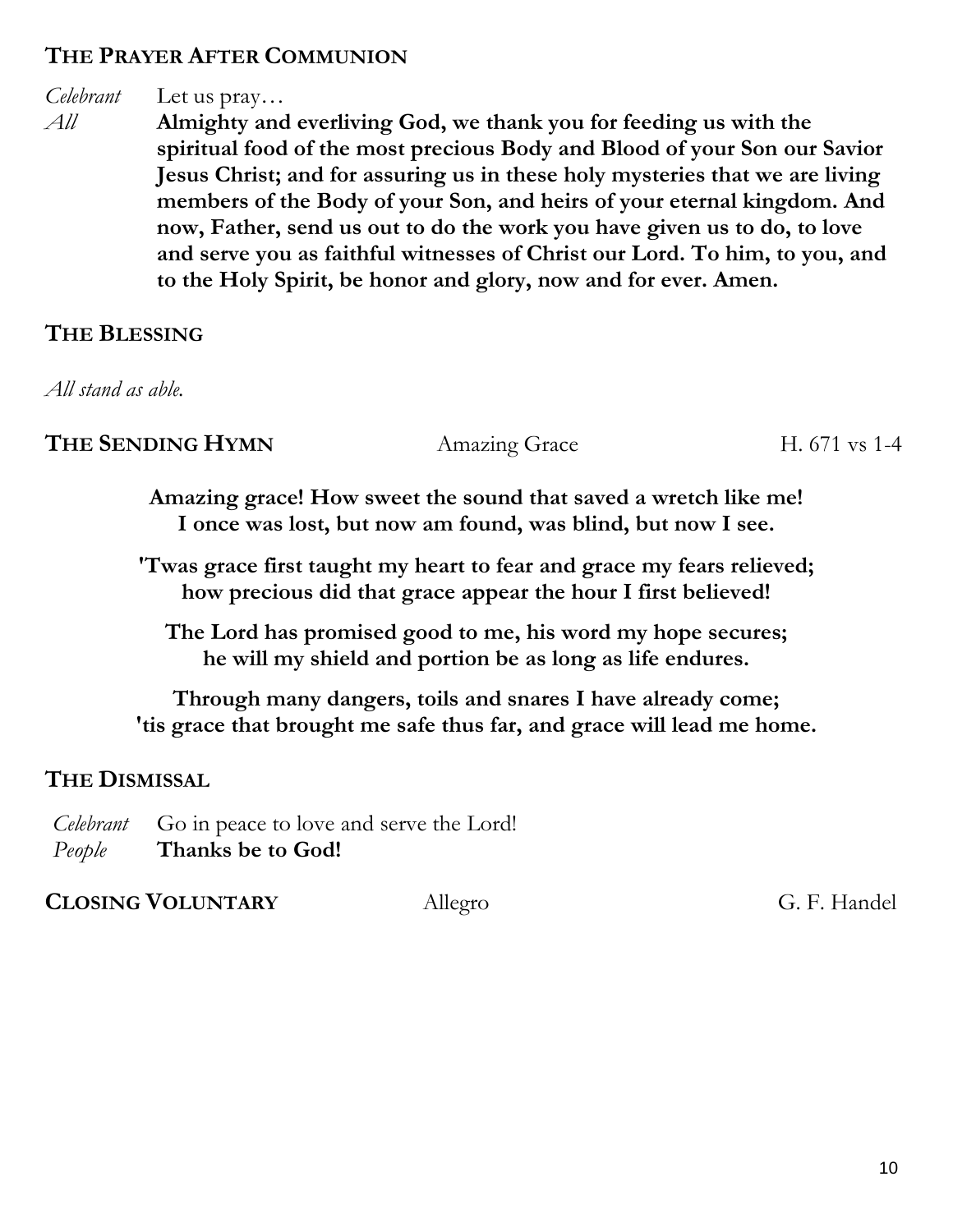## THE PRAYER AFTER COMMUNION

*Celebrant* Let us pray…

*All* **Almighty and everliving God, we thank you for feeding us with the spiritual food of the most precious Body and Blood of your Son our Savior Jesus Christ; and for assuring us in these holy mysteries that we are living members of the Body of your Son, and heirs of your eternal kingdom. And now, Father, send us out to do the work you have given us to do, to love and serve you as faithful witnesses of Christ our Lord. To him, to you, and to the Holy Spirit, be honor and glory, now and for ever. Amen.**

## THE BLESSING

*All stand as able.*

## THE SENDING HYMN — Amazing Grace — H. 671 vs 1-4

**Amazing grace! How sweet the sound that saved a wretch like me!**
**I once was lost, but now am found, was blind, but now I see.**

**'Twas grace first taught my heart to fear and grace my fears relieved;**
**how precious did that grace appear the hour I first believed!**

**The Lord has promised good to me, his word my hope secures;**
**he will my shield and portion be as long as life endures.**

**Through many dangers, toils and snares I have already come;**
**'tis grace that brought me safe thus far, and grace will lead me home.**

## THE DISMISSAL

*Celebrant* Go in peace to love and serve the Lord!

*People* **Thanks be to God!**

## CLOSING VOLUNTARY — Allegro — G. F. Handel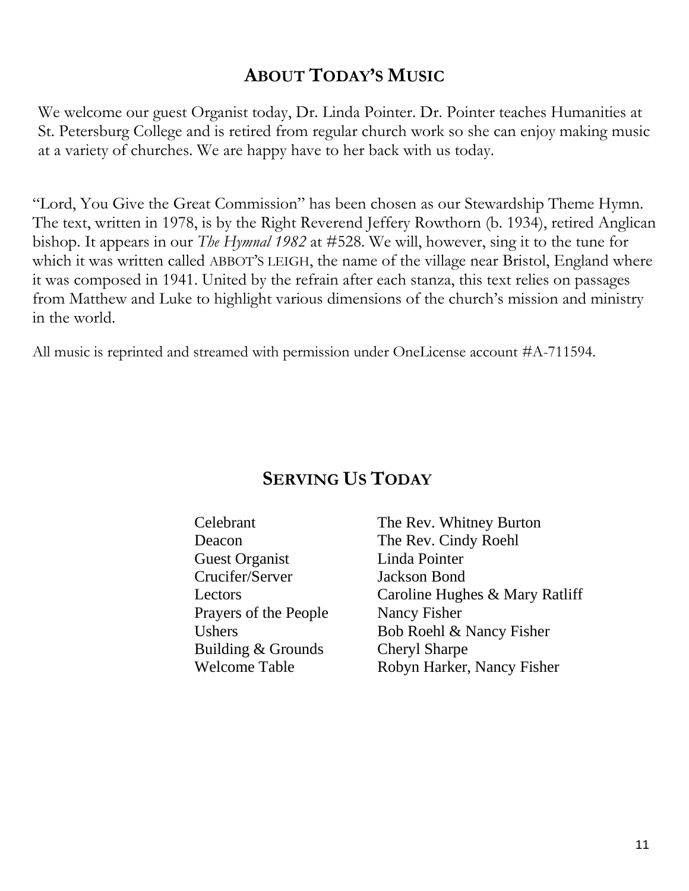## About Today's Music

We welcome our guest Organist today, Dr. Linda Pointer. Dr. Pointer teaches Humanities at St. Petersburg College and is retired from regular church work so she can enjoy making music at a variety of churches. We are happy have to her back with us today.

"Lord, You Give the Great Commission" has been chosen as our Stewardship Theme Hymn. The text, written in 1978, is by the Right Reverend Jeffery Rowthorn (b. 1934), retired Anglican bishop. It appears in our *The Hymnal 1982* at #528. We will, however, sing it to the tune for which it was written called ABBOT'S LEIGH, the name of the village near Bristol, England where it was composed in 1941. United by the refrain after each stanza, this text relies on passages from Matthew and Luke to highlight various dimensions of the church's mission and ministry in the world.

All music is reprinted and streamed with permission under OneLicense account #A-711594.

## Serving Us Today

| | |
|---|---|
| Celebrant | The Rev. Whitney Burton |
| Deacon | The Rev. Cindy Roehl |
| Guest Organist | Linda Pointer |
| Crucifer/Server | Jackson Bond |
| Lectors | Caroline Hughes & Mary Ratliff |
| Prayers of the People | Nancy Fisher |
| Ushers | Bob Roehl & Nancy Fisher |
| Building & Grounds | Cheryl Sharpe |
| Welcome Table | Robyn Harker, Nancy Fisher |